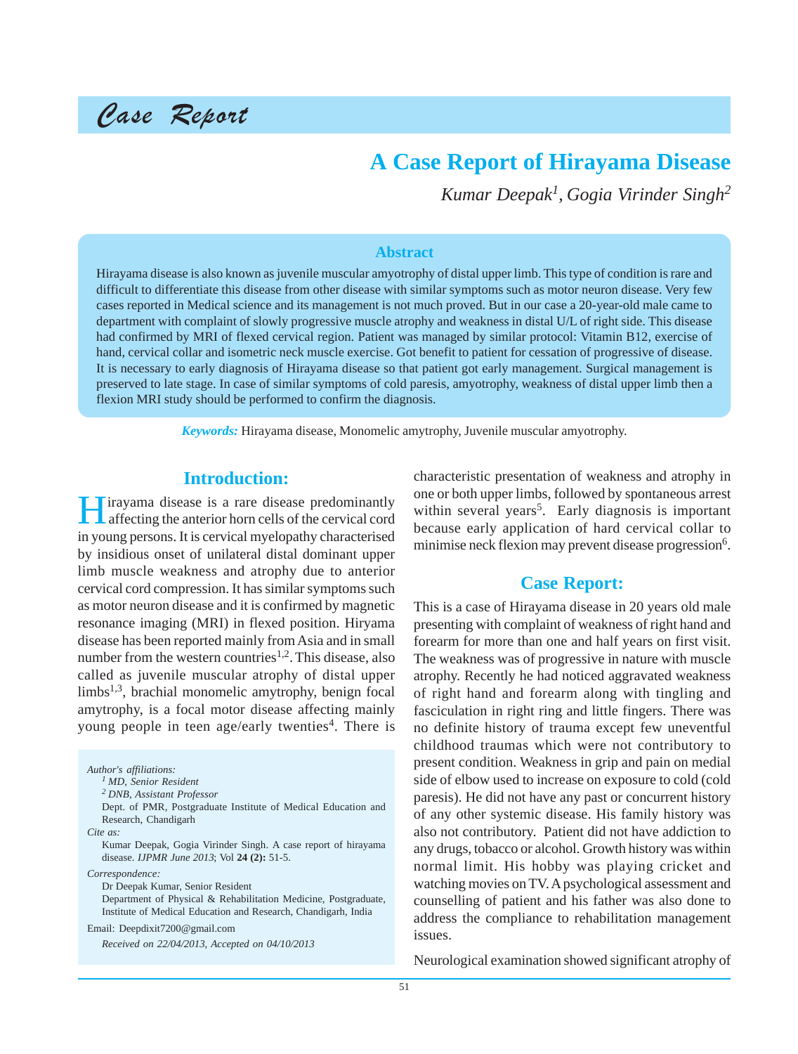Case Report

# A Case Report of Hirayama Disease

*Kumar Deepak[1], Gogia Virinder Singh[2]*

## Abstract

Hirayama disease is also known as juvenile muscular amyotrophy of distal upper limb. This type of condition is rare and difficult to differentiate this disease from other disease with similar symptoms such as motor neuron disease. Very few cases reported in Medical science and its management is not much proved. But in our case a 20-year-old male came to department with complaint of slowly progressive muscle atrophy and weakness in distal U/L of right side. This disease had confirmed by MRI of flexed cervical region. Patient was managed by similar protocol: Vitamin B12, exercise of hand, cervical collar and isometric neck muscle exercise. Got benefit to patient for cessation of progressive of disease. It is necessary to early diagnosis of Hirayama disease so that patient got early management. Surgical management is preserved to late stage. In case of similar symptoms of cold paresis, amyotrophy, weakness of distal upper limb then a flexion MRI study should be performed to confirm the diagnosis.

***Keywords:*** Hirayama disease, Monomelic amytrophy, Juvenile muscular amyotrophy.

## Introduction:

Hirayama disease is a rare disease predominantly affecting the anterior horn cells of the cervical cord in young persons. It is cervical myelopathy characterised by insidious onset of unilateral distal dominant upper limb muscle weakness and atrophy due to anterior cervical cord compression. It has similar symptoms such as motor neuron disease and it is confirmed by magnetic resonance imaging (MRI) in flexed position. Hiryama disease has been reported mainly from Asia and in small number from the western countries[1,2]. This disease, also called as juvenile muscular atrophy of distal upper limbs[1,3], brachial monomelic amytrophy, benign focal amytrophy, is a focal motor disease affecting mainly young people in teen age/early twenties[4]. There is characteristic presentation of weakness and atrophy in one or both upper limbs, followed by spontaneous arrest within several years[5]. Early diagnosis is important because early application of hard cervical collar to minimise neck flexion may prevent disease progression[6].

*Author's affiliations:*
*[1] MD, Senior Resident*
*[2] DNB, Assistant Professor*
Dept. of PMR, Postgraduate Institute of Medical Education and Research, Chandigarh

*Cite as:*
Kumar Deepak, Gogia Virinder Singh. A case report of hirayama disease. *IJPMR June 2013*; Vol **24 (2):** 51-5.

*Correspondence:*
Dr Deepak Kumar, Senior Resident
Department of Physical & Rehabilitation Medicine, Postgraduate, Institute of Medical Education and Research, Chandigarh, India

Email: Deepdixit7200@gmail.com

*Received on 22/04/2013, Accepted on 04/10/2013*

## Case Report:

This is a case of Hirayama disease in 20 years old male presenting with complaint of weakness of right hand and forearm for more than one and half years on first visit. The weakness was of progressive in nature with muscle atrophy. Recently he had noticed aggravated weakness of right hand and forearm along with tingling and fasciculation in right ring and little fingers. There was no definite history of trauma except few uneventful childhood traumas which were not contributory to present condition. Weakness in grip and pain on medial side of elbow used to increase on exposure to cold (cold paresis). He did not have any past or concurrent history of any other systemic disease. His family history was also not contributory. Patient did not have addiction to any drugs, tobacco or alcohol. Growth history was within normal limit. His hobby was playing cricket and watching movies on TV. A psychological assessment and counselling of patient and his father was also done to address the compliance to rehabilitation management issues.

Neurological examination showed significant atrophy of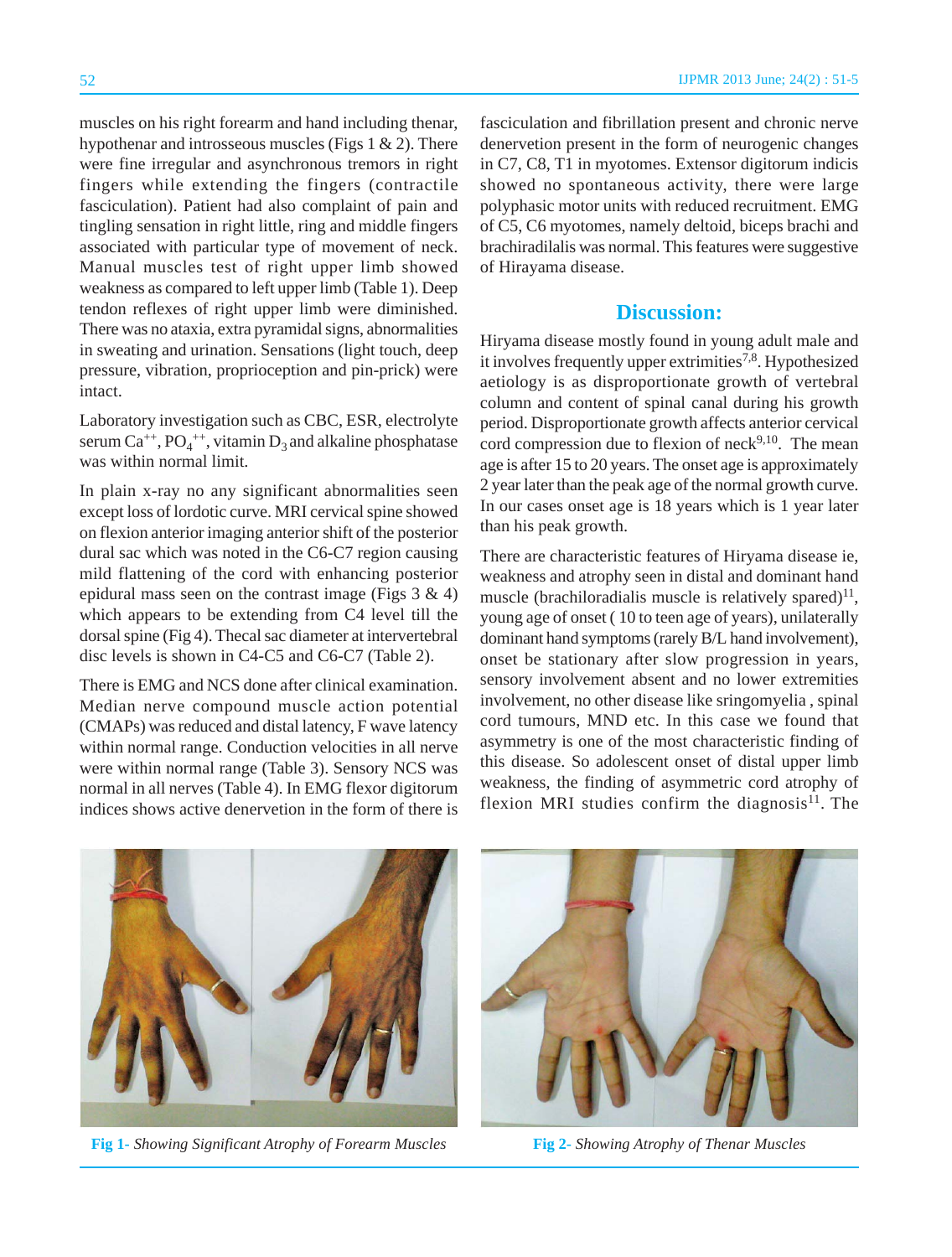muscles on his right forearm and hand including thenar, hypothenar and introsseous muscles (Figs 1 & 2). There were fine irregular and asynchronous tremors in right fingers while extending the fingers (contractile fasciculation). Patient had also complaint of pain and tingling sensation in right little, ring and middle fingers associated with particular type of movement of neck. Manual muscles test of right upper limb showed weakness as compared to left upper limb (Table 1). Deep tendon reflexes of right upper limb were diminished. There was no ataxia, extra pyramidal signs, abnormalities in sweating and urination. Sensations (light touch, deep pressure, vibration, proprioception and pin-prick) were intact.

Laboratory investigation such as CBC, ESR, electrolyte serum $Ca^{++}$, $PO_4^{++}$, vitamin $D_3$ and alkaline phosphatase was within normal limit.

In plain x-ray no any significant abnormalities seen except loss of lordotic curve. MRI cervical spine showed on flexion anterior imaging anterior shift of the posterior dural sac which was noted in the C6-C7 region causing mild flattening of the cord with enhancing posterior epidural mass seen on the contrast image (Figs 3 & 4) which appears to be extending from C4 level till the dorsal spine (Fig 4). Thecal sac diameter at intervertebral disc levels is shown in C4-C5 and C6-C7 (Table 2).

There is EMG and NCS done after clinical examination. Median nerve compound muscle action potential (CMAPs) was reduced and distal latency, F wave latency within normal range. Conduction velocities in all nerve were within normal range (Table 3). Sensory NCS was normal in all nerves (Table 4). In EMG flexor digitorum indices shows active denervetion in the form of there is fasciculation and fibrillation present and chronic nerve denervetion present in the form of neurogenic changes in C7, C8, T1 in myotomes. Extensor digitorum indicis showed no spontaneous activity, there were large polyphasic motor units with reduced recruitment. EMG of C5, C6 myotomes, namely deltoid, biceps brachi and brachiradilalis was normal. This features were suggestive of Hirayama disease.

## Discussion:

Hiryama disease mostly found in young adult male and it involves frequently upper extrimities[7,8]. Hypothesized aetiology is as disproportionate growth of vertebral column and content of spinal canal during his growth period. Disproportionate growth affects anterior cervical cord compression due to flexion of neck[9,10]. The mean age is after 15 to 20 years. The onset age is approximately 2 year later than the peak age of the normal growth curve. In our cases onset age is 18 years which is 1 year later than his peak growth.

There are characteristic features of Hiryama disease ie, weakness and atrophy seen in distal and dominant hand muscle (brachiloradialis muscle is relatively spared)[11], young age of onset ( 10 to teen age of years), unilaterally dominant hand symptoms (rarely B/L hand involvement), onset be stationary after slow progression in years, sensory involvement absent and no lower extremities involvement, no other disease like sringomyelia , spinal cord tumours, MND etc. In this case we found that asymmetry is one of the most characteristic finding of this disease. So adolescent onset of distal upper limb weakness, the finding of asymmetric cord atrophy of flexion MRI studies confirm the diagnosis[11]. The

**Fig 1-** *Showing Significant Atrophy of Forearm Muscles*

**Fig 2-** *Showing Atrophy of Thenar Muscles*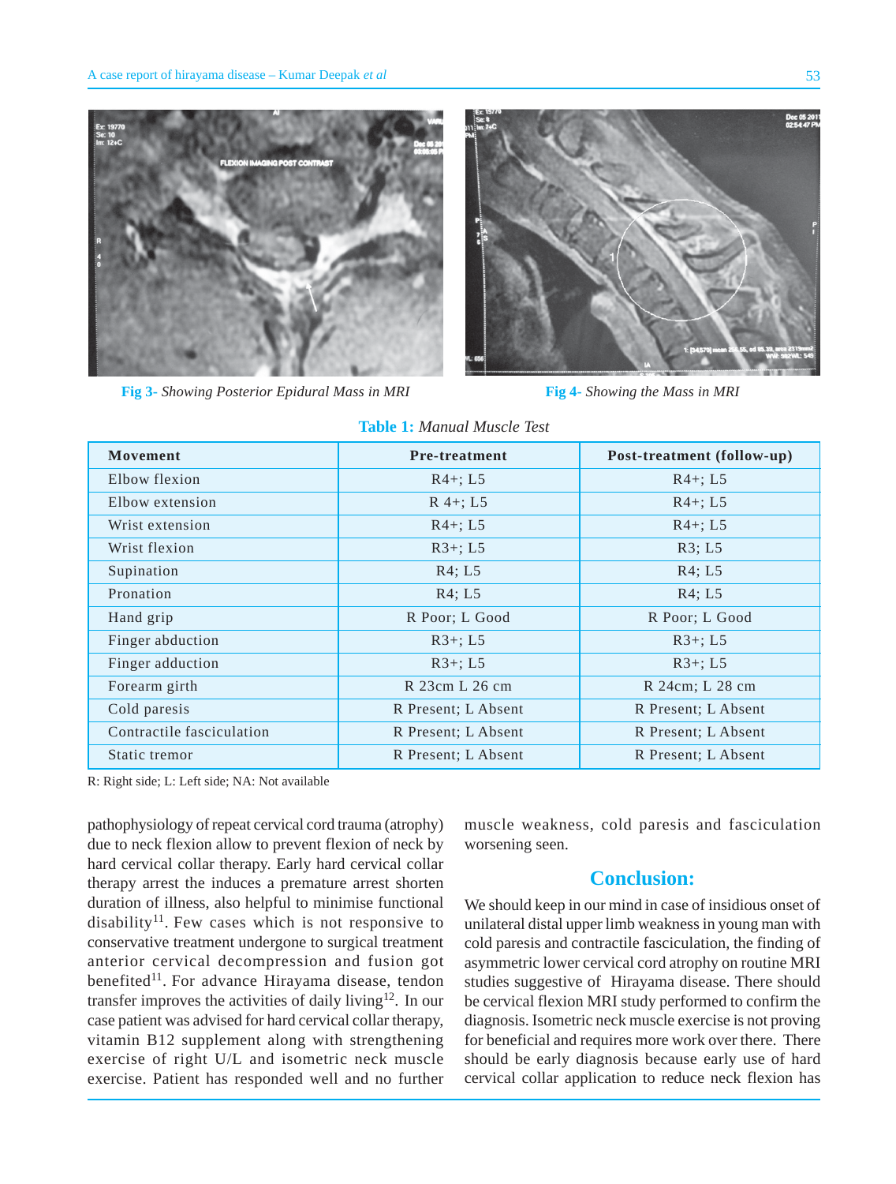Fig 3- *Showing Posterior Epidural Mass in MRI*

Fig 4- *Showing the Mass in MRI*

**Table 1:** *Manual Muscle Test*

| Movement | Pre-treatment | Post-treatment (follow-up) |
|---|---|---|
| Elbow flexion | R4+; L5 | R4+; L5 |
| Elbow extension | R 4+; L5 | R4+; L5 |
| Wrist extension | R4+; L5 | R4+; L5 |
| Wrist flexion | R3+; L5 | R3; L5 |
| Supination | R4; L5 | R4; L5 |
| Pronation | R4; L5 | R4; L5 |
| Hand grip | R Poor; L Good | R Poor; L Good |
| Finger abduction | R3+; L5 | R3+; L5 |
| Finger adduction | R3+; L5 | R3+; L5 |
| Forearm girth | R 23cm L 26 cm | R 24cm; L 28 cm |
| Cold paresis | R Present; L Absent | R Present; L Absent |
| Contractile fasciculation | R Present; L Absent | R Present; L Absent |
| Static tremor | R Present; L Absent | R Present; L Absent |

R: Right side; L: Left side; NA: Not available

pathophysiology of repeat cervical cord trauma (atrophy) due to neck flexion allow to prevent flexion of neck by hard cervical collar therapy. Early hard cervical collar therapy arrest the induces a premature arrest shorten duration of illness, also helpful to minimise functional disability[11]. Few cases which is not responsive to conservative treatment undergone to surgical treatment anterior cervical decompression and fusion got benefited[11]. For advance Hirayama disease, tendon transfer improves the activities of daily living[12]. In our case patient was advised for hard cervical collar therapy, vitamin B12 supplement along with strengthening exercise of right U/L and isometric neck muscle exercise. Patient has responded well and no further muscle weakness, cold paresis and fasciculation worsening seen.

## Conclusion:

We should keep in our mind in case of insidious onset of unilateral distal upper limb weakness in young man with cold paresis and contractile fasciculation, the finding of asymmetric lower cervical cord atrophy on routine MRI studies suggestive of Hirayama disease. There should be cervical flexion MRI study performed to confirm the diagnosis. Isometric neck muscle exercise is not proving for beneficial and requires more work over there. There should be early diagnosis because early use of hard cervical collar application to reduce neck flexion has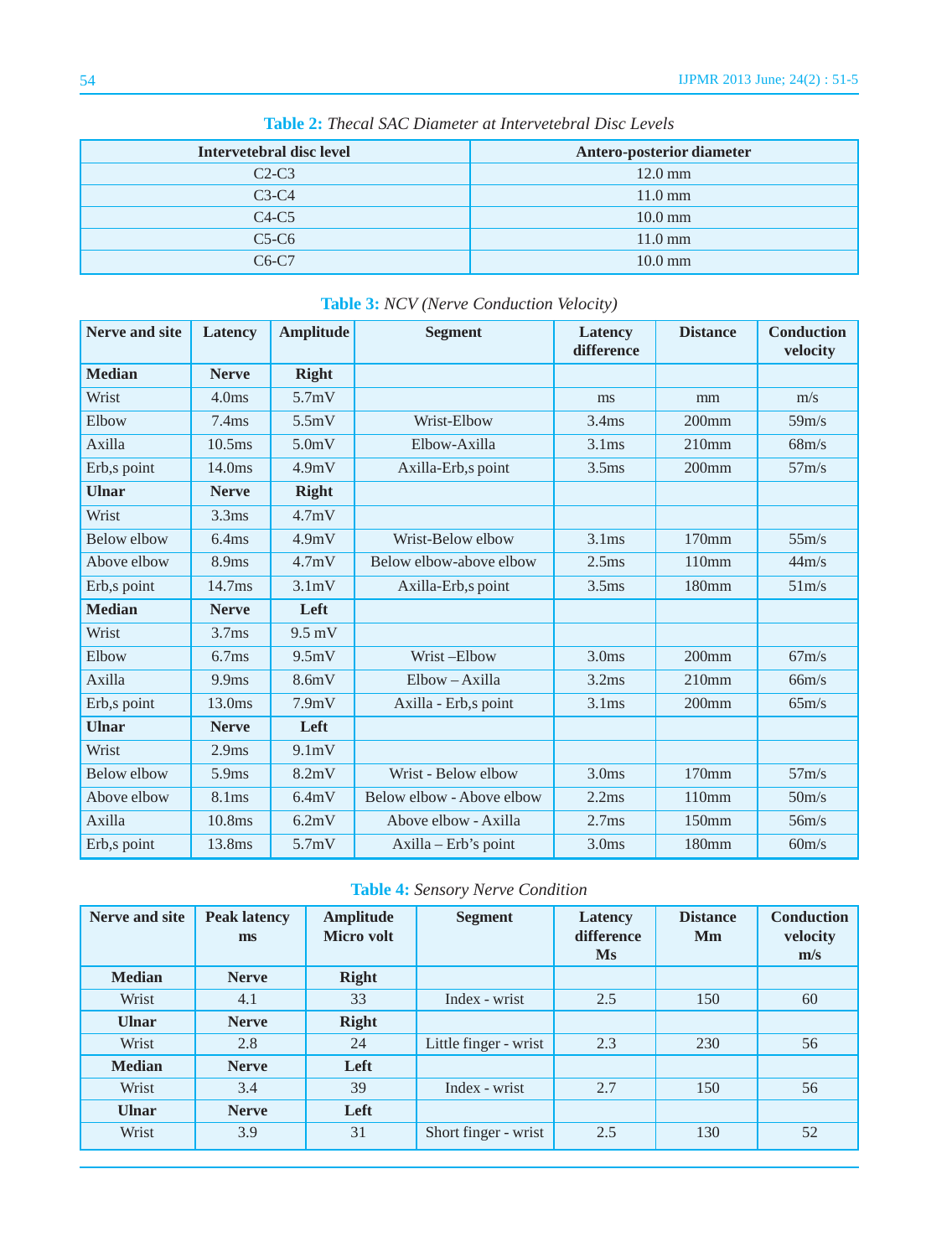**Table 2:** *Thecal SAC Diameter at Intervetebral Disc Levels*

| Intervetebral disc level | Antero-posterior diameter |
|---|---|
| C2-C3 | 12.0 mm |
| C3-C4 | 11.0 mm |
| C4-C5 | 10.0 mm |
| C5-C6 | 11.0 mm |
| C6-C7 | 10.0 mm |

**Table 3:** *NCV (Nerve Conduction Velocity)*

| Nerve and site | Latency | Amplitude | Segment | Latency difference | Distance | Conduction velocity |
|---|---|---|---|---|---|---|
| **Median** | **Nerve** | **Right** | | | | |
| Wrist | 4.0ms | 5.7mV | | ms | mm | m/s |
| Elbow | 7.4ms | 5.5mV | Wrist-Elbow | 3.4ms | 200mm | 59m/s |
| Axilla | 10.5ms | 5.0mV | Elbow-Axilla | 3.1ms | 210mm | 68m/s |
| Erb,s point | 14.0ms | 4.9mV | Axilla-Erb,s point | 3.5ms | 200mm | 57m/s |
| **Ulnar** | **Nerve** | **Right** | | | | |
| Wrist | 3.3ms | 4.7mV | | | | |
| Below elbow | 6.4ms | 4.9mV | Wrist-Below elbow | 3.1ms | 170mm | 55m/s |
| Above elbow | 8.9ms | 4.7mV | Below elbow-above elbow | 2.5ms | 110mm | 44m/s |
| Erb,s point | 14.7ms | 3.1mV | Axilla-Erb,s point | 3.5ms | 180mm | 51m/s |
| **Median** | **Nerve** | **Left** | | | | |
| Wrist | 3.7ms | 9.5 mV | | | | |
| Elbow | 6.7ms | 9.5mV | Wrist –Elbow | 3.0ms | 200mm | 67m/s |
| Axilla | 9.9ms | 8.6mV | Elbow – Axilla | 3.2ms | 210mm | 66m/s |
| Erb,s point | 13.0ms | 7.9mV | Axilla - Erb,s point | 3.1ms | 200mm | 65m/s |
| **Ulnar** | **Nerve** | **Left** | | | | |
| Wrist | 2.9ms | 9.1mV | | | | |
| Below elbow | 5.9ms | 8.2mV | Wrist - Below elbow | 3.0ms | 170mm | 57m/s |
| Above elbow | 8.1ms | 6.4mV | Below elbow - Above elbow | 2.2ms | 110mm | 50m/s |
| Axilla | 10.8ms | 6.2mV | Above elbow - Axilla | 2.7ms | 150mm | 56m/s |
| Erb,s point | 13.8ms | 5.7mV | Axilla – Erb's point | 3.0ms | 180mm | 60m/s |

**Table 4:** *Sensory Nerve Condition*

| Nerve and site | Peak latency ms | Amplitude Micro volt | Segment | Latency difference Ms | Distance Mm | Conduction velocity m/s |
|---|---|---|---|---|---|---|
| **Median** | **Nerve** | **Right** | | | | |
| Wrist | 4.1 | 33 | Index - wrist | 2.5 | 150 | 60 |
| **Ulnar** | **Nerve** | **Right** | | | | |
| Wrist | 2.8 | 24 | Little finger - wrist | 2.3 | 230 | 56 |
| **Median** | **Nerve** | **Left** | | | | |
| Wrist | 3.4 | 39 | Index - wrist | 2.7 | 150 | 56 |
| **Ulnar** | **Nerve** | **Left** | | | | |
| Wrist | 3.9 | 31 | Short finger - wrist | 2.5 | 130 | 52 |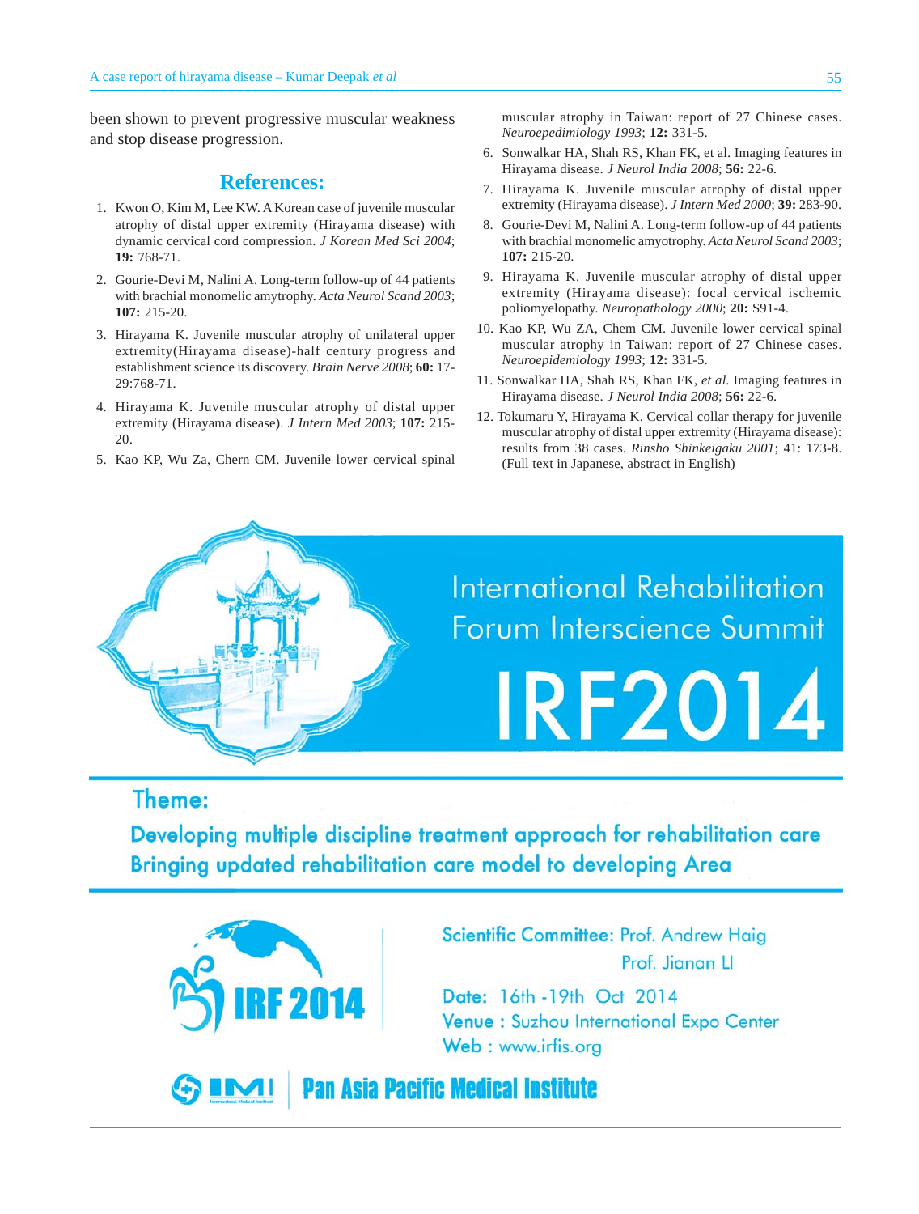been shown to prevent progressive muscular weakness and stop disease progression.

## References:

1. Kwon O, Kim M, Lee KW. A Korean case of juvenile muscular atrophy of distal upper extremity (Hirayama disease) with dynamic cervical cord compression. *J Korean Med Sci 2004*; **19:** 768-71.
2. Gourie-Devi M, Nalini A. Long-term follow-up of 44 patients with brachial monomelic amytrophy. *Acta Neurol Scand 2003*; **107:** 215-20.
3. Hirayama K. Juvenile muscular atrophy of unilateral upper extremity(Hirayama disease)-half century progress and establishment science its discovery. *Brain Nerve 2008*; **60:** 17-29:768-71.
4. Hirayama K. Juvenile muscular atrophy of distal upper extremity (Hirayama disease). *J Intern Med 2003*; **107:** 215-20.
5. Kao KP, Wu Za, Chern CM. Juvenile lower cervical spinal muscular atrophy in Taiwan: report of 27 Chinese cases. *Neuroepedimiology 1993*; **12:** 331-5.
6. Sonwalkar HA, Shah RS, Khan FK, et al. Imaging features in Hirayama disease. *J Neurol India 2008*; **56:** 22-6.
7. Hirayama K. Juvenile muscular atrophy of distal upper extremity (Hirayama disease). *J Intern Med 2000*; **39:** 283-90.
8. Gourie-Devi M, Nalini A. Long-term follow-up of 44 patients with brachial monomelic amyotrophy. *Acta Neurol Scand 2003*; **107:** 215-20.
9. Hirayama K. Juvenile muscular atrophy of distal upper extremity (Hirayama disease): focal cervical ischemic poliomyelopathy. *Neuropathology 2000*; **20:** S91-4.
10. Kao KP, Wu ZA, Chem CM. Juvenile lower cervical spinal muscular atrophy in Taiwan: report of 27 Chinese cases. *Neuroepidemiology 1993*; **12:** 331-5.
11. Sonwalkar HA, Shah RS, Khan FK, *et al.* Imaging features in Hirayama disease. *J Neurol India 2008*; **56:** 22-6.
12. Tokumaru Y, Hirayama K. Cervical collar therapy for juvenile muscular atrophy of distal upper extremity (Hirayama disease): results from 38 cases. *Rinsho Shinkeigaku 2001*; 41: 173-8. (Full text in Japanese, abstract in English)

International Rehabilitation Forum Interscience Summit

IRF2014

Theme:

Developing multiple discipline treatment approach for rehabilitation care
Bringing updated rehabilitation care model to developing Area

IRF 2014

Scientific Committee: Prof. Andrew Haig
Prof. Jianan LI

Date: 16th -19th Oct 2014
Venue : Suzhou International Expo Center
Web : www.irfis.org

IMI | Pan Asia Pacific Medical Institute